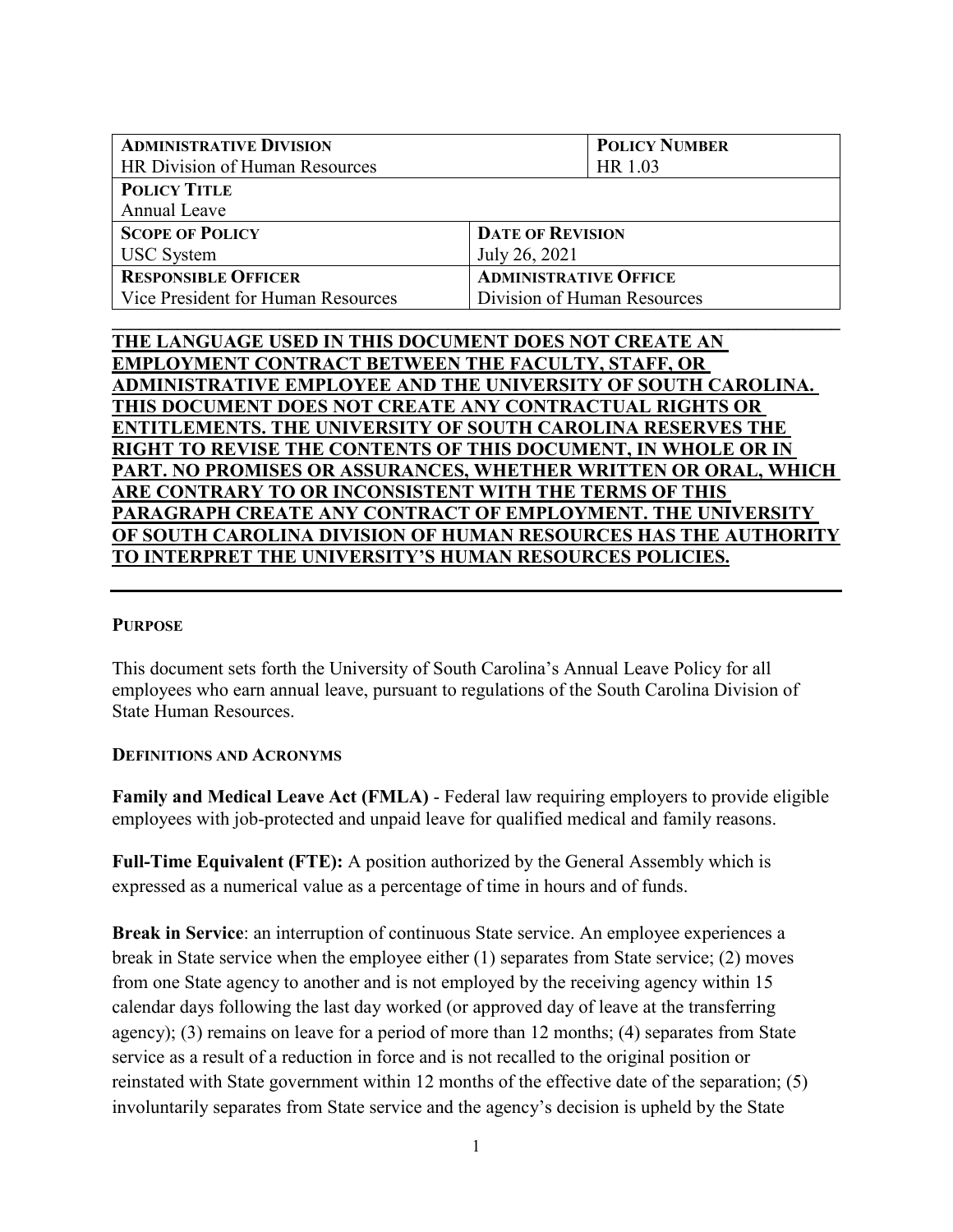| **ADMINISTRATIVE DIVISION**<br>HR Division of Human Resources | | **POLICY NUMBER**<br>HR 1.03 |
|---|---|---|
| **POLICY TITLE**<br>Annual Leave | | |
| **SCOPE OF POLICY**<br>USC System | **DATE OF REVISION**<br>July 26, 2021 | |
| **RESPONSIBLE OFFICER**<br>Vice President for Human Resources | **ADMINISTRATIVE OFFICE**<br>Division of Human Resources | |

**THE LANGUAGE USED IN THIS DOCUMENT DOES NOT CREATE AN EMPLOYMENT CONTRACT BETWEEN THE FACULTY, STAFF, OR ADMINISTRATIVE EMPLOYEE AND THE UNIVERSITY OF SOUTH CAROLINA. THIS DOCUMENT DOES NOT CREATE ANY CONTRACTUAL RIGHTS OR ENTITLEMENTS. THE UNIVERSITY OF SOUTH CAROLINA RESERVES THE RIGHT TO REVISE THE CONTENTS OF THIS DOCUMENT, IN WHOLE OR IN PART. NO PROMISES OR ASSURANCES, WHETHER WRITTEN OR ORAL, WHICH ARE CONTRARY TO OR INCONSISTENT WITH THE TERMS OF THIS PARAGRAPH CREATE ANY CONTRACT OF EMPLOYMENT. THE UNIVERSITY OF SOUTH CAROLINA DIVISION OF HUMAN RESOURCES HAS THE AUTHORITY TO INTERPRET THE UNIVERSITY'S HUMAN RESOURCES POLICIES.**

## PURPOSE

This document sets forth the University of South Carolina's Annual Leave Policy for all employees who earn annual leave, pursuant to regulations of the South Carolina Division of State Human Resources.

## DEFINITIONS AND ACRONYMS

**Family and Medical Leave Act (FMLA)** - Federal law requiring employers to provide eligible employees with job-protected and unpaid leave for qualified medical and family reasons.

**Full-Time Equivalent (FTE):** A position authorized by the General Assembly which is expressed as a numerical value as a percentage of time in hours and of funds.

**Break in Service**: an interruption of continuous State service. An employee experiences a break in State service when the employee either (1) separates from State service; (2) moves from one State agency to another and is not employed by the receiving agency within 15 calendar days following the last day worked (or approved day of leave at the transferring agency); (3) remains on leave for a period of more than 12 months; (4) separates from State service as a result of a reduction in force and is not recalled to the original position or reinstated with State government within 12 months of the effective date of the separation; (5) involuntarily separates from State service and the agency's decision is upheld by the State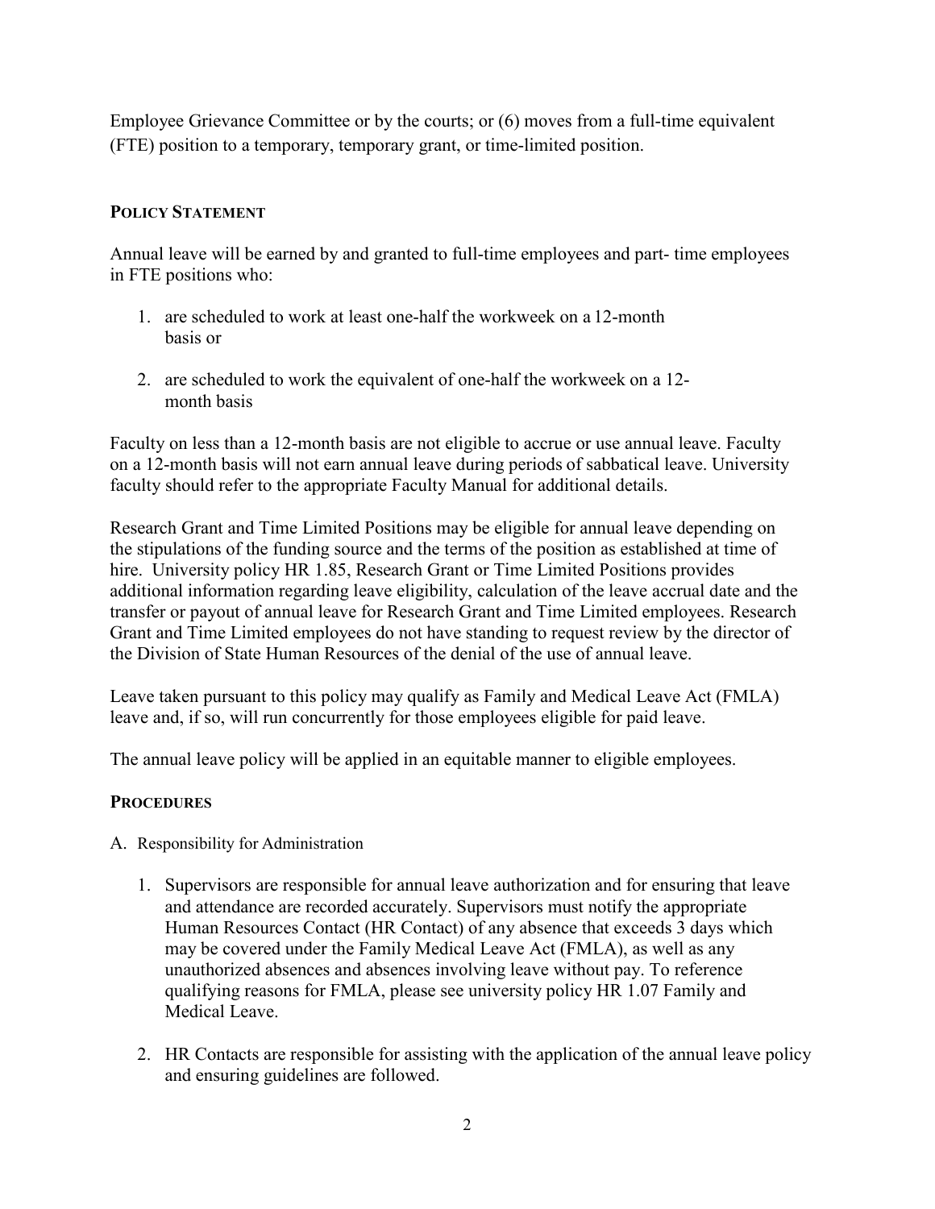Employee Grievance Committee or by the courts; or (6) moves from a full-time equivalent (FTE) position to a temporary, temporary grant, or time-limited position.

## POLICY STATEMENT

Annual leave will be earned by and granted to full-time employees and part- time employees in FTE positions who:

1. are scheduled to work at least one-half the workweek on a 12-month basis or

2. are scheduled to work the equivalent of one-half the workweek on a 12-month basis

Faculty on less than a 12-month basis are not eligible to accrue or use annual leave. Faculty on a 12-month basis will not earn annual leave during periods of sabbatical leave. University faculty should refer to the appropriate Faculty Manual for additional details.

Research Grant and Time Limited Positions may be eligible for annual leave depending on the stipulations of the funding source and the terms of the position as established at time of hire. University policy HR 1.85, Research Grant or Time Limited Positions provides additional information regarding leave eligibility, calculation of the leave accrual date and the transfer or payout of annual leave for Research Grant and Time Limited employees. Research Grant and Time Limited employees do not have standing to request review by the director of the Division of State Human Resources of the denial of the use of annual leave.

Leave taken pursuant to this policy may qualify as Family and Medical Leave Act (FMLA) leave and, if so, will run concurrently for those employees eligible for paid leave.

The annual leave policy will be applied in an equitable manner to eligible employees.

## PROCEDURES

A. Responsibility for Administration

1. Supervisors are responsible for annual leave authorization and for ensuring that leave and attendance are recorded accurately. Supervisors must notify the appropriate Human Resources Contact (HR Contact) of any absence that exceeds 3 days which may be covered under the Family Medical Leave Act (FMLA), as well as any unauthorized absences and absences involving leave without pay. To reference qualifying reasons for FMLA, please see university policy HR 1.07 Family and Medical Leave.

2. HR Contacts are responsible for assisting with the application of the annual leave policy and ensuring guidelines are followed.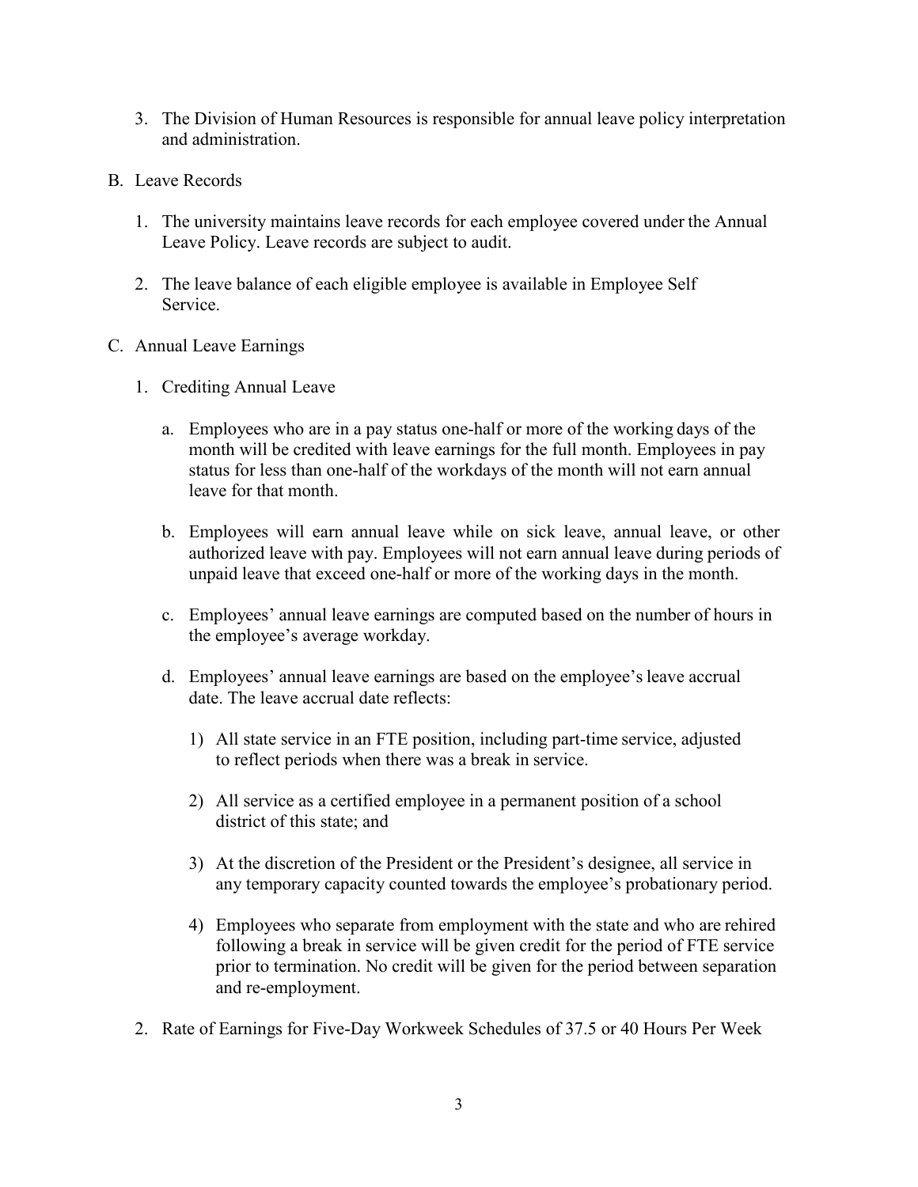3. The Division of Human Resources is responsible for annual leave policy interpretation and administration.

B. Leave Records

   1. The university maintains leave records for each employee covered under the Annual Leave Policy. Leave records are subject to audit.

   2. The leave balance of each eligible employee is available in Employee Self Service.

C. Annual Leave Earnings

   1. Crediting Annual Leave

      a. Employees who are in a pay status one-half or more of the working days of the month will be credited with leave earnings for the full month. Employees in pay status for less than one-half of the workdays of the month will not earn annual leave for that month.

      b. Employees will earn annual leave while on sick leave, annual leave, or other authorized leave with pay. Employees will not earn annual leave during periods of unpaid leave that exceed one-half or more of the working days in the month.

      c. Employees' annual leave earnings are computed based on the number of hours in the employee's average workday.

      d. Employees' annual leave earnings are based on the employee's leave accrual date. The leave accrual date reflects:

         1) All state service in an FTE position, including part-time service, adjusted to reflect periods when there was a break in service.

         2) All service as a certified employee in a permanent position of a school district of this state; and

         3) At the discretion of the President or the President's designee, all service in any temporary capacity counted towards the employee's probationary period.

         4) Employees who separate from employment with the state and who are rehired following a break in service will be given credit for the period of FTE service prior to termination. No credit will be given for the period between separation and re-employment.

   2. Rate of Earnings for Five-Day Workweek Schedules of 37.5 or 40 Hours Per Week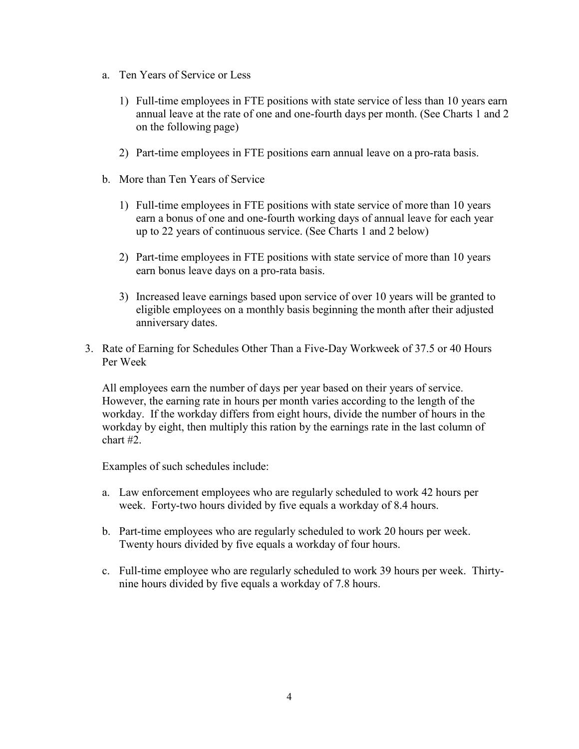a. Ten Years of Service or Less

   1) Full-time employees in FTE positions with state service of less than 10 years earn annual leave at the rate of one and one-fourth days per month. (See Charts 1 and 2 on the following page)

   2) Part-time employees in FTE positions earn annual leave on a pro-rata basis.

b. More than Ten Years of Service

   1) Full-time employees in FTE positions with state service of more than 10 years earn a bonus of one and one-fourth working days of annual leave for each year up to 22 years of continuous service. (See Charts 1 and 2 below)

   2) Part-time employees in FTE positions with state service of more than 10 years earn bonus leave days on a pro-rata basis.

   3) Increased leave earnings based upon service of over 10 years will be granted to eligible employees on a monthly basis beginning the month after their adjusted anniversary dates.

3. Rate of Earning for Schedules Other Than a Five-Day Workweek of 37.5 or 40 Hours Per Week

   All employees earn the number of days per year based on their years of service. However, the earning rate in hours per month varies according to the length of the workday. If the workday differs from eight hours, divide the number of hours in the workday by eight, then multiply this ration by the earnings rate in the last column of chart #2.

   Examples of such schedules include:

   a. Law enforcement employees who are regularly scheduled to work 42 hours per week. Forty-two hours divided by five equals a workday of 8.4 hours.

   b. Part-time employees who are regularly scheduled to work 20 hours per week. Twenty hours divided by five equals a workday of four hours.

   c. Full-time employee who are regularly scheduled to work 39 hours per week. Thirty-nine hours divided by five equals a workday of 7.8 hours.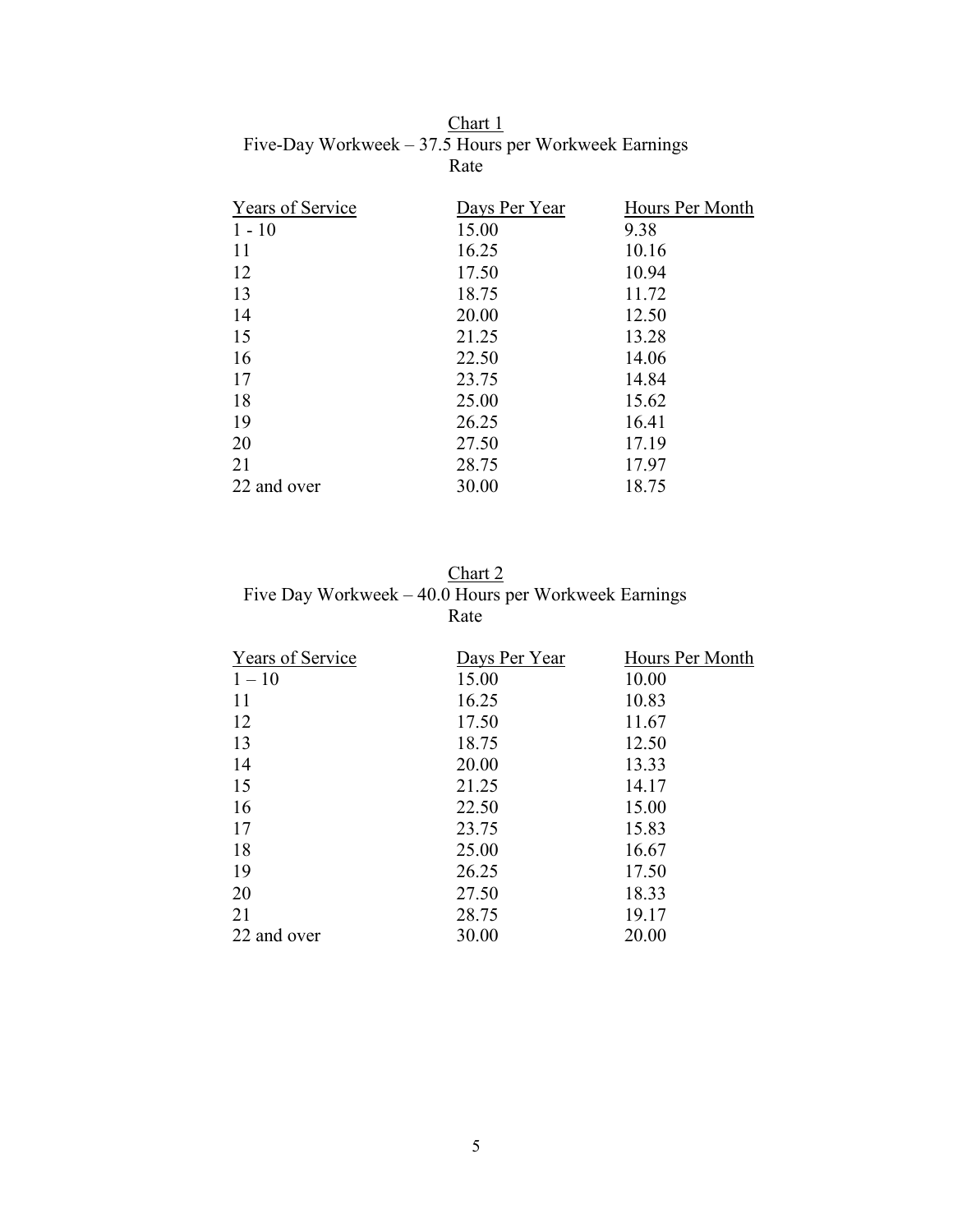Chart 1
Five-Day Workweek – 37.5 Hours per Workweek Earnings Rate

| Years of Service | Days Per Year | Hours Per Month |
|---|---|---|
| 1 - 10 | 15.00 | 9.38 |
| 11 | 16.25 | 10.16 |
| 12 | 17.50 | 10.94 |
| 13 | 18.75 | 11.72 |
| 14 | 20.00 | 12.50 |
| 15 | 21.25 | 13.28 |
| 16 | 22.50 | 14.06 |
| 17 | 23.75 | 14.84 |
| 18 | 25.00 | 15.62 |
| 19 | 26.25 | 16.41 |
| 20 | 27.50 | 17.19 |
| 21 | 28.75 | 17.97 |
| 22 and over | 30.00 | 18.75 |

Chart 2
Five Day Workweek – 40.0 Hours per Workweek Earnings Rate

| Years of Service | Days Per Year | Hours Per Month |
|---|---|---|
| 1 – 10 | 15.00 | 10.00 |
| 11 | 16.25 | 10.83 |
| 12 | 17.50 | 11.67 |
| 13 | 18.75 | 12.50 |
| 14 | 20.00 | 13.33 |
| 15 | 21.25 | 14.17 |
| 16 | 22.50 | 15.00 |
| 17 | 23.75 | 15.83 |
| 18 | 25.00 | 16.67 |
| 19 | 26.25 | 17.50 |
| 20 | 27.50 | 18.33 |
| 21 | 28.75 | 19.17 |
| 22 and over | 30.00 | 20.00 |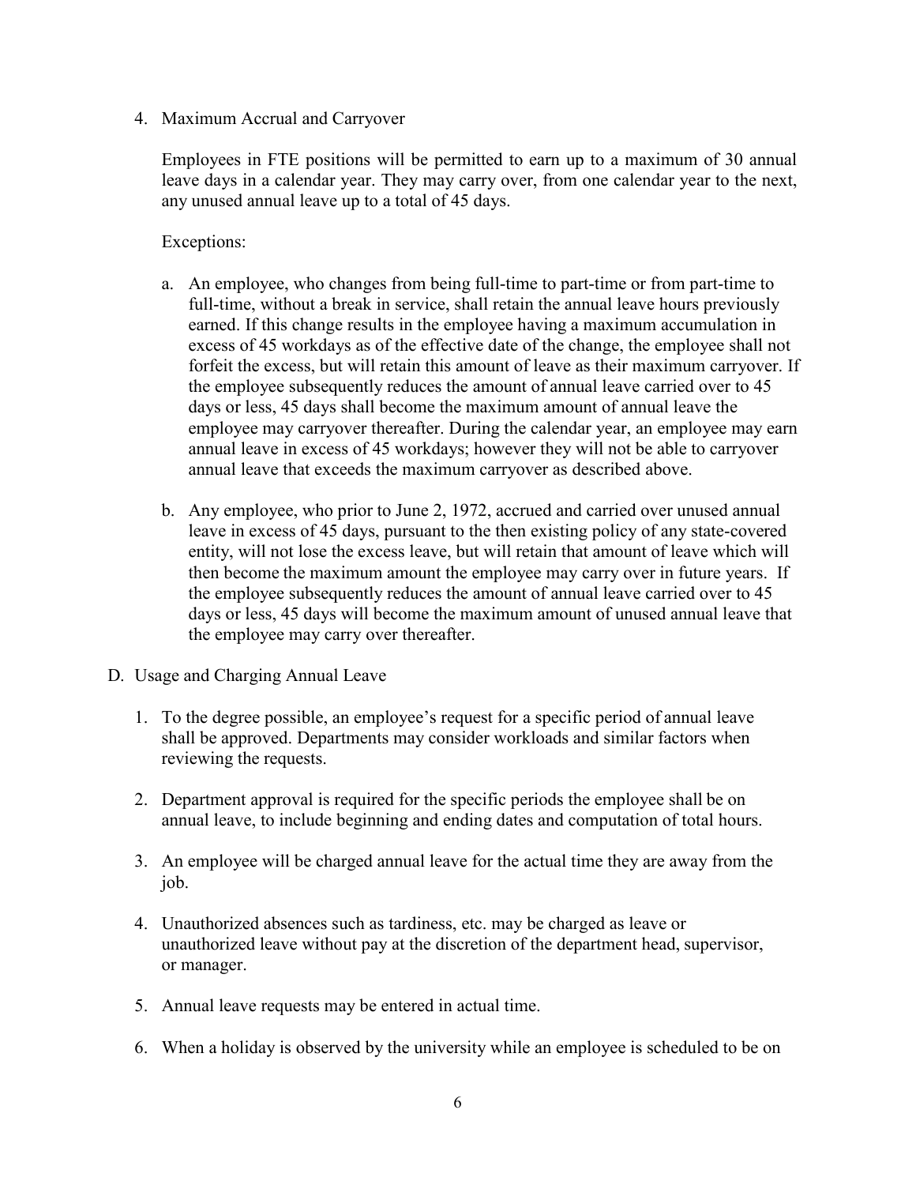4. Maximum Accrual and Carryover

   Employees in FTE positions will be permitted to earn up to a maximum of 30 annual leave days in a calendar year. They may carry over, from one calendar year to the next, any unused annual leave up to a total of 45 days.

   Exceptions:

   a. An employee, who changes from being full-time to part-time or from part-time to full-time, without a break in service, shall retain the annual leave hours previously earned. If this change results in the employee having a maximum accumulation in excess of 45 workdays as of the effective date of the change, the employee shall not forfeit the excess, but will retain this amount of leave as their maximum carryover. If the employee subsequently reduces the amount of annual leave carried over to 45 days or less, 45 days shall become the maximum amount of annual leave the employee may carryover thereafter. During the calendar year, an employee may earn annual leave in excess of 45 workdays; however they will not be able to carryover annual leave that exceeds the maximum carryover as described above.

   b. Any employee, who prior to June 2, 1972, accrued and carried over unused annual leave in excess of 45 days, pursuant to the then existing policy of any state-covered entity, will not lose the excess leave, but will retain that amount of leave which will then become the maximum amount the employee may carry over in future years. If the employee subsequently reduces the amount of annual leave carried over to 45 days or less, 45 days will become the maximum amount of unused annual leave that the employee may carry over thereafter.

D. Usage and Charging Annual Leave

1. To the degree possible, an employee's request for a specific period of annual leave shall be approved. Departments may consider workloads and similar factors when reviewing the requests.

2. Department approval is required for the specific periods the employee shall be on annual leave, to include beginning and ending dates and computation of total hours.

3. An employee will be charged annual leave for the actual time they are away from the job.

4. Unauthorized absences such as tardiness, etc. may be charged as leave or unauthorized leave without pay at the discretion of the department head, supervisor, or manager.

5. Annual leave requests may be entered in actual time.

6. When a holiday is observed by the university while an employee is scheduled to be on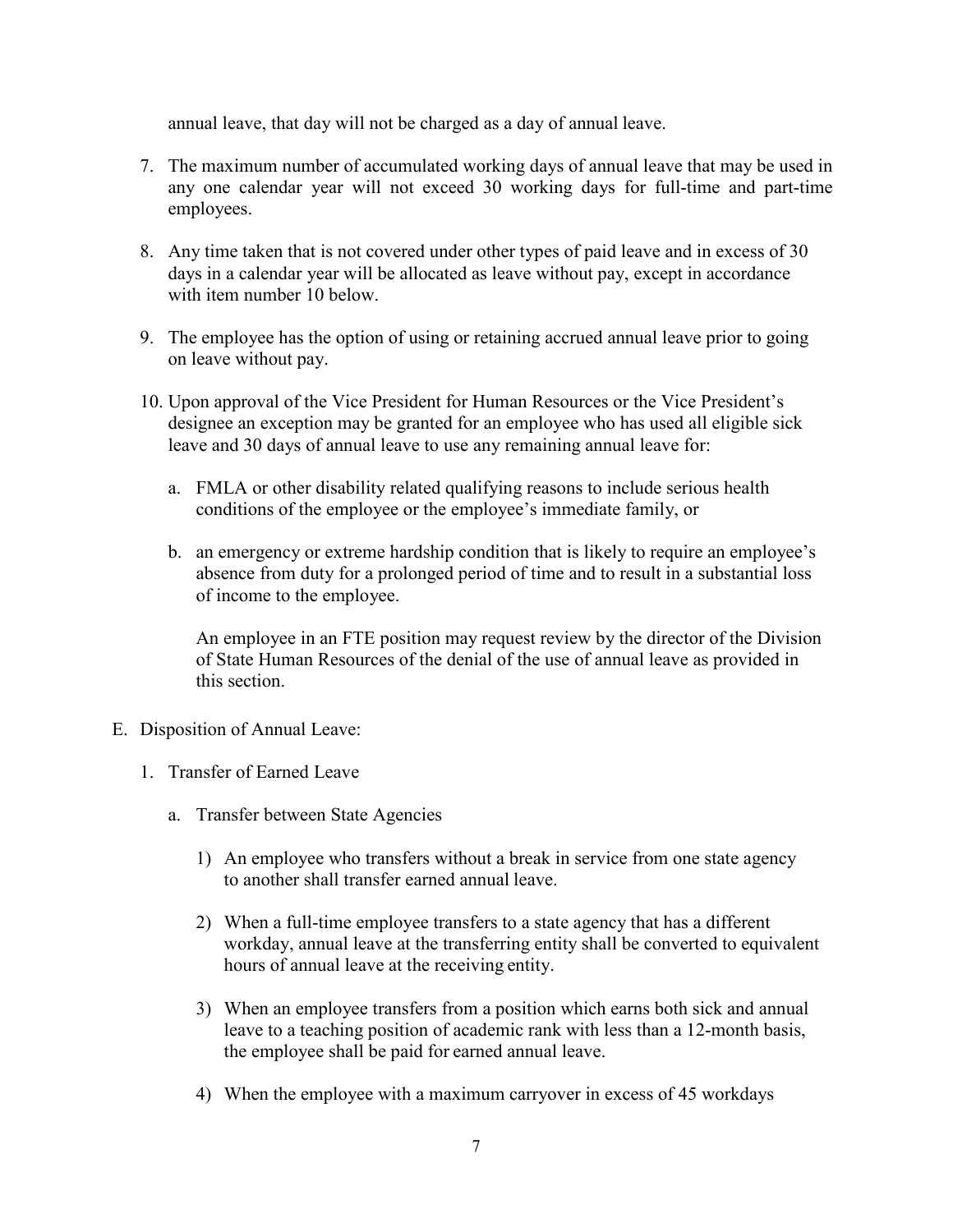annual leave, that day will not be charged as a day of annual leave.

7. The maximum number of accumulated working days of annual leave that may be used in any one calendar year will not exceed 30 working days for full-time and part-time employees.

8. Any time taken that is not covered under other types of paid leave and in excess of 30 days in a calendar year will be allocated as leave without pay, except in accordance with item number 10 below.

9. The employee has the option of using or retaining accrued annual leave prior to going on leave without pay.

10. Upon approval of the Vice President for Human Resources or the Vice President's designee an exception may be granted for an employee who has used all eligible sick leave and 30 days of annual leave to use any remaining annual leave for:

    a. FMLA or other disability related qualifying reasons to include serious health conditions of the employee or the employee's immediate family, or

    b. an emergency or extreme hardship condition that is likely to require an employee's absence from duty for a prolonged period of time and to result in a substantial loss of income to the employee.

    An employee in an FTE position may request review by the director of the Division of State Human Resources of the denial of the use of annual leave as provided in this section.

E. Disposition of Annual Leave:

1. Transfer of Earned Leave

    a. Transfer between State Agencies

        1) An employee who transfers without a break in service from one state agency to another shall transfer earned annual leave.

        2) When a full-time employee transfers to a state agency that has a different workday, annual leave at the transferring entity shall be converted to equivalent hours of annual leave at the receiving entity.

        3) When an employee transfers from a position which earns both sick and annual leave to a teaching position of academic rank with less than a 12-month basis, the employee shall be paid for earned annual leave.

        4) When the employee with a maximum carryover in excess of 45 workdays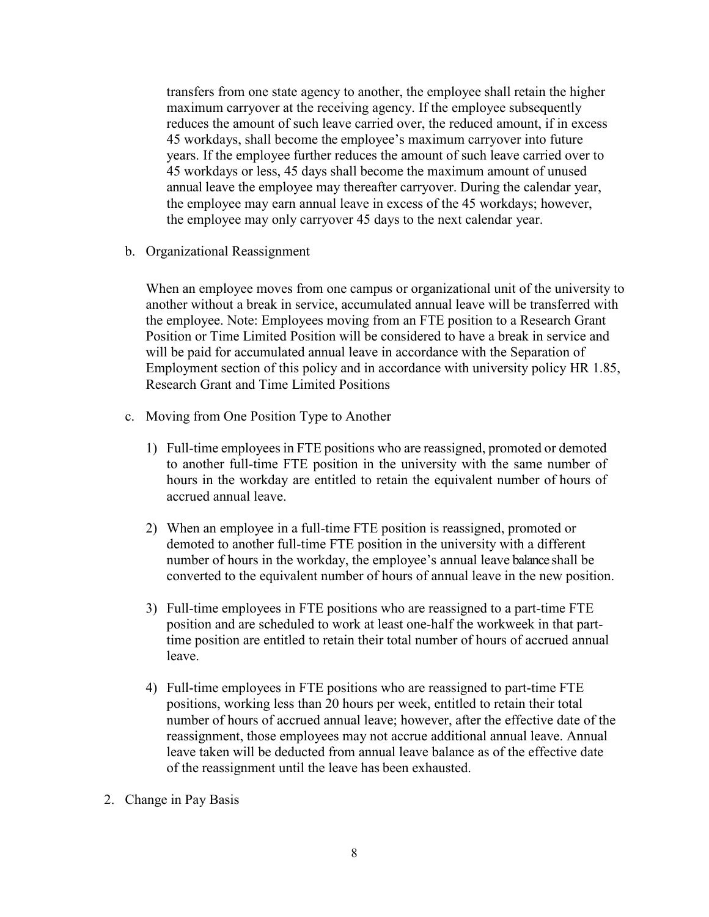transfers from one state agency to another, the employee shall retain the higher maximum carryover at the receiving agency. If the employee subsequently reduces the amount of such leave carried over, the reduced amount, if in excess 45 workdays, shall become the employee's maximum carryover into future years. If the employee further reduces the amount of such leave carried over to 45 workdays or less, 45 days shall become the maximum amount of unused annual leave the employee may thereafter carryover. During the calendar year, the employee may earn annual leave in excess of the 45 workdays; however, the employee may only carryover 45 days to the next calendar year.

b. Organizational Reassignment

   When an employee moves from one campus or organizational unit of the university to another without a break in service, accumulated annual leave will be transferred with the employee. Note: Employees moving from an FTE position to a Research Grant Position or Time Limited Position will be considered to have a break in service and will be paid for accumulated annual leave in accordance with the Separation of Employment section of this policy and in accordance with university policy HR 1.85, Research Grant and Time Limited Positions

c. Moving from One Position Type to Another

   1) Full-time employees in FTE positions who are reassigned, promoted or demoted to another full-time FTE position in the university with the same number of hours in the workday are entitled to retain the equivalent number of hours of accrued annual leave.

   2) When an employee in a full-time FTE position is reassigned, promoted or demoted to another full-time FTE position in the university with a different number of hours in the workday, the employee's annual leave balance shall be converted to the equivalent number of hours of annual leave in the new position.

   3) Full-time employees in FTE positions who are reassigned to a part-time FTE position and are scheduled to work at least one-half the workweek in that part-time position are entitled to retain their total number of hours of accrued annual leave.

   4) Full-time employees in FTE positions who are reassigned to part-time FTE positions, working less than 20 hours per week, entitled to retain their total number of hours of accrued annual leave; however, after the effective date of the reassignment, those employees may not accrue additional annual leave. Annual leave taken will be deducted from annual leave balance as of the effective date of the reassignment until the leave has been exhausted.

2. Change in Pay Basis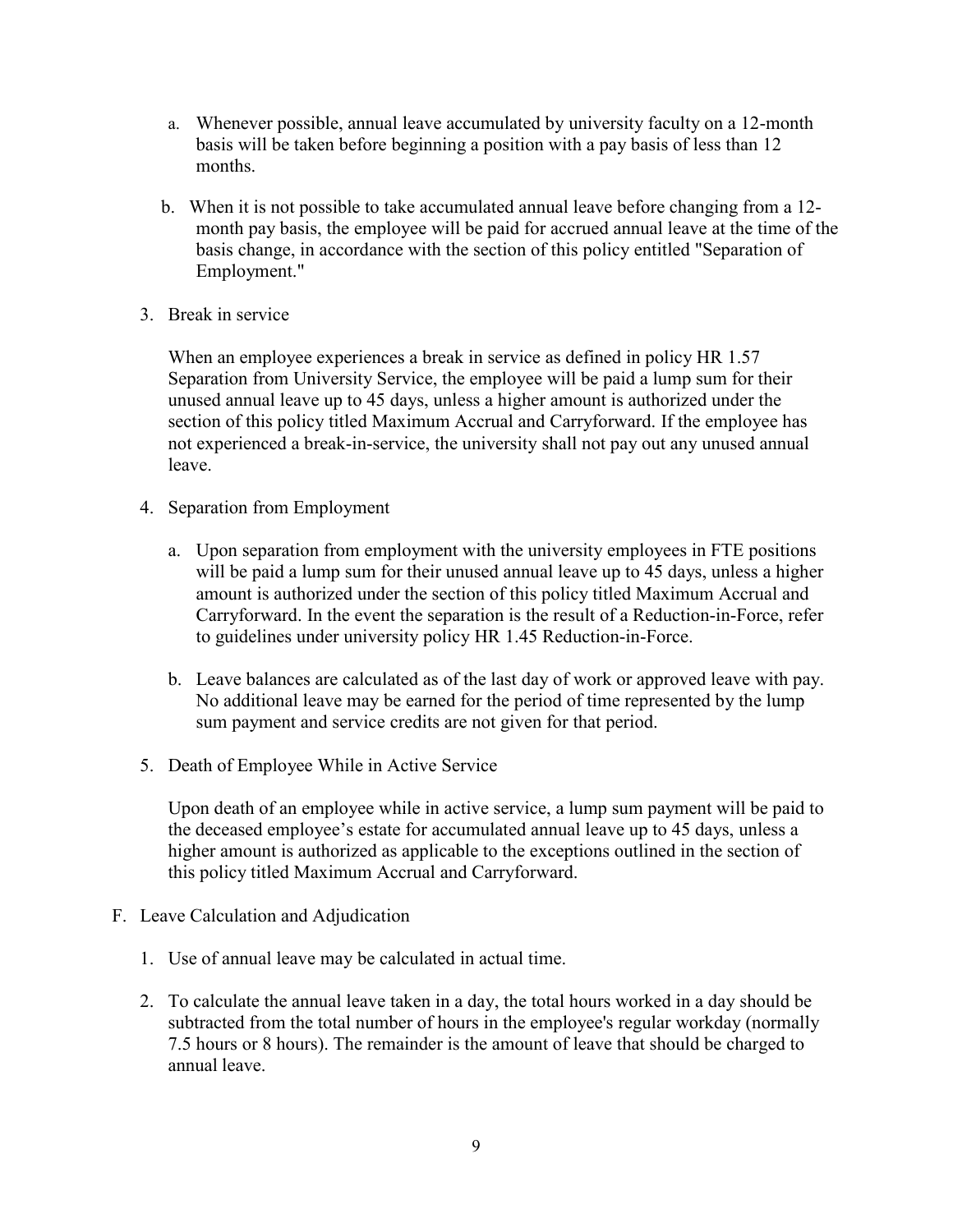a. Whenever possible, annual leave accumulated by university faculty on a 12-month basis will be taken before beginning a position with a pay basis of less than 12 months.

b. When it is not possible to take accumulated annual leave before changing from a 12-month pay basis, the employee will be paid for accrued annual leave at the time of the basis change, in accordance with the section of this policy entitled "Separation of Employment."

3. Break in service

   When an employee experiences a break in service as defined in policy HR 1.57 Separation from University Service, the employee will be paid a lump sum for their unused annual leave up to 45 days, unless a higher amount is authorized under the section of this policy titled Maximum Accrual and Carryforward. If the employee has not experienced a break-in-service, the university shall not pay out any unused annual leave.

4. Separation from Employment

   a. Upon separation from employment with the university employees in FTE positions will be paid a lump sum for their unused annual leave up to 45 days, unless a higher amount is authorized under the section of this policy titled Maximum Accrual and Carryforward. In the event the separation is the result of a Reduction-in-Force, refer to guidelines under university policy HR 1.45 Reduction-in-Force.

   b. Leave balances are calculated as of the last day of work or approved leave with pay. No additional leave may be earned for the period of time represented by the lump sum payment and service credits are not given for that period.

5. Death of Employee While in Active Service

   Upon death of an employee while in active service, a lump sum payment will be paid to the deceased employee's estate for accumulated annual leave up to 45 days, unless a higher amount is authorized as applicable to the exceptions outlined in the section of this policy titled Maximum Accrual and Carryforward.

F. Leave Calculation and Adjudication

1. Use of annual leave may be calculated in actual time.

2. To calculate the annual leave taken in a day, the total hours worked in a day should be subtracted from the total number of hours in the employee's regular workday (normally 7.5 hours or 8 hours). The remainder is the amount of leave that should be charged to annual leave.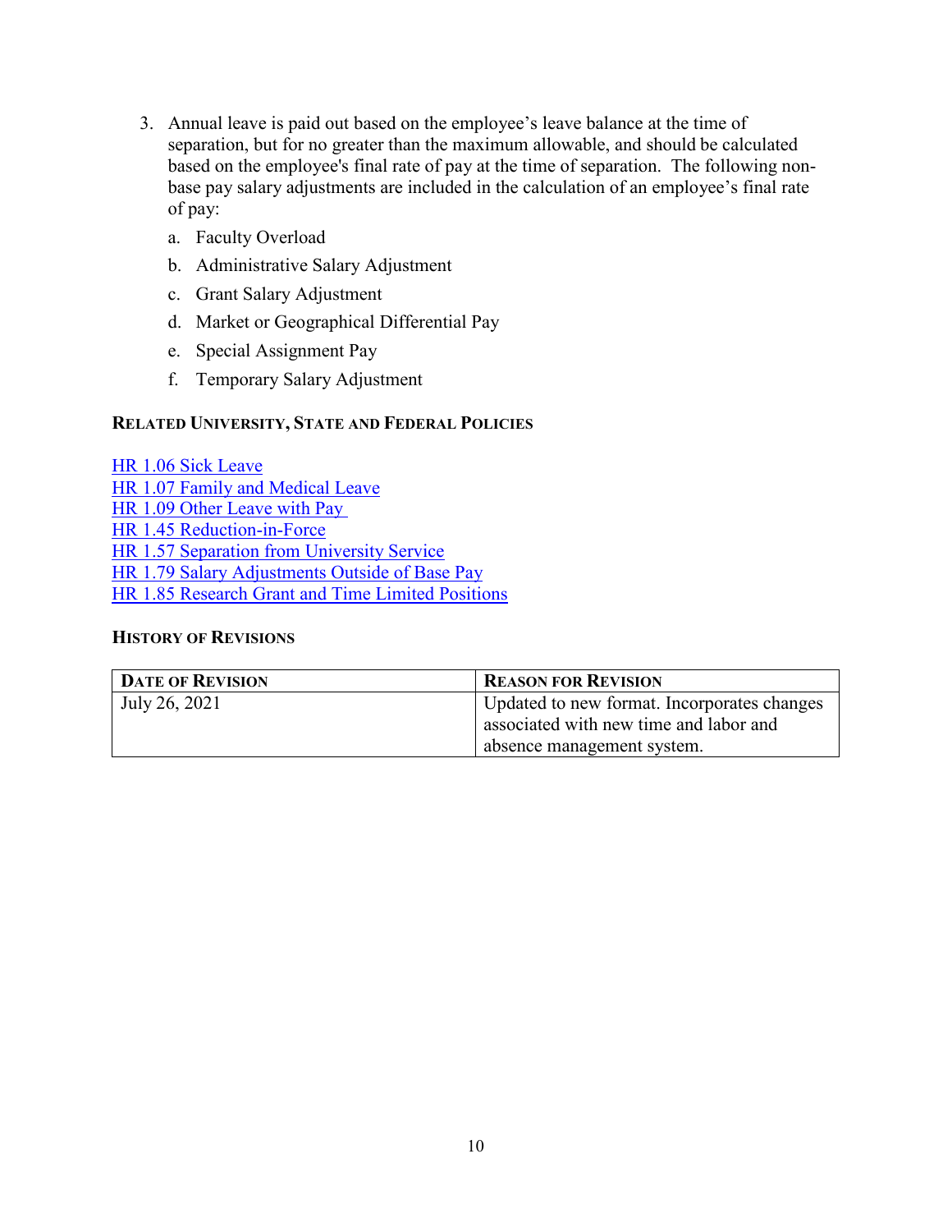3. Annual leave is paid out based on the employee's leave balance at the time of separation, but for no greater than the maximum allowable, and should be calculated based on the employee's final rate of pay at the time of separation. The following non-base pay salary adjustments are included in the calculation of an employee's final rate of pay:

   a. Faculty Overload

   b. Administrative Salary Adjustment

   c. Grant Salary Adjustment

   d. Market or Geographical Differential Pay

   e. Special Assignment Pay

   f. Temporary Salary Adjustment

### Related University, State and Federal Policies

HR 1.06 Sick Leave
HR 1.07 Family and Medical Leave
HR 1.09 Other Leave with Pay
HR 1.45 Reduction-in-Force
HR 1.57 Separation from University Service
HR 1.79 Salary Adjustments Outside of Base Pay
HR 1.85 Research Grant and Time Limited Positions

### History of Revisions

| **Date of Revision** | **Reason for Revision** |
|---|---|
| July 26, 2021 | Updated to new format. Incorporates changes associated with new time and labor and absence management system. |